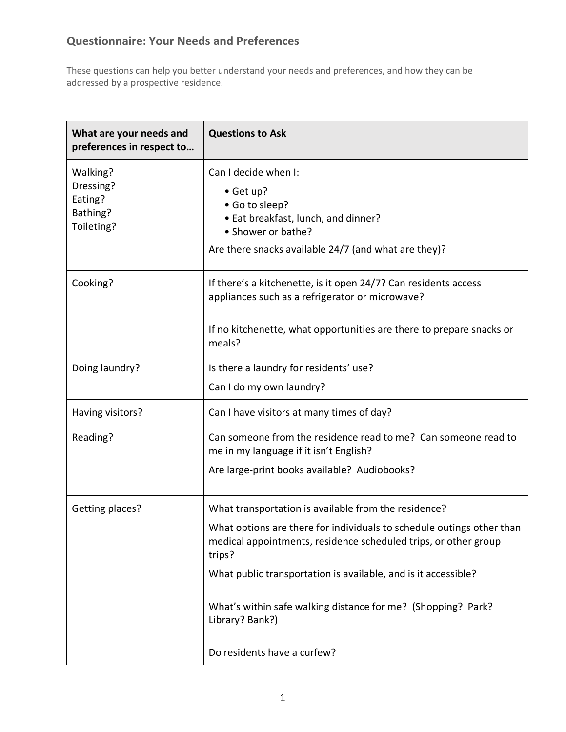## Questionnaire: Your Needs and Preferences

These questions can help you better understand your needs and preferences, and how they can be addressed by a prospective residence.

| What are your needs and preferences in respect to… | Questions to Ask |
| --- | --- |
| Walking?<br>Dressing?<br>Eating?<br>Bathing?<br>Toileting? | Can I decide when I:<br>• Get up?<br>• Go to sleep?<br>• Eat breakfast, lunch, and dinner?<br>• Shower or bathe?<br>Are there snacks available 24/7 (and what are they)? |
| Cooking? | If there's a kitchenette, is it open 24/7? Can residents access appliances such as a refrigerator or microwave?<br><br>If no kitchenette, what opportunities are there to prepare snacks or meals? |
| Doing laundry? | Is there a laundry for residents' use?<br>Can I do my own laundry? |
| Having visitors? | Can I have visitors at many times of day? |
| Reading? | Can someone from the residence read to me? Can someone read to me in my language if it isn't English?<br>Are large-print books available? Audiobooks? |
| Getting places? | What transportation is available from the residence?<br>What options are there for individuals to schedule outings other than medical appointments, residence scheduled trips, or other group trips?<br>What public transportation is available, and is it accessible?<br><br>What's within safe walking distance for me? (Shopping? Park? Library? Bank?)<br><br>Do residents have a curfew? |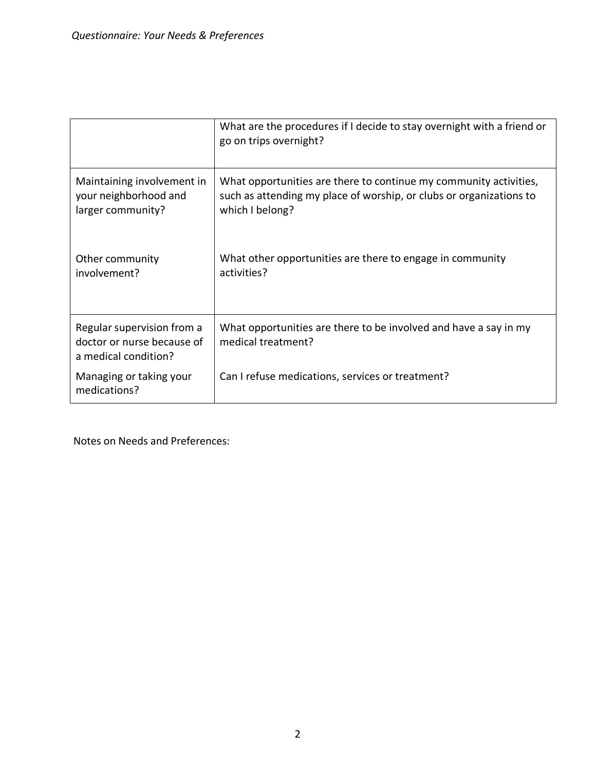| | |
|---|---|
| | What are the procedures if I decide to stay overnight with a friend or go on trips overnight? |
| Maintaining involvement in your neighborhood and larger community? | What opportunities are there to continue my community activities, such as attending my place of worship, or clubs or organizations to which I belong? |
| Other community involvement? | What other opportunities are there to engage in community activities? |
| Regular supervision from a doctor or nurse because of a medical condition? | What opportunities are there to be involved and have a say in my medical treatment? |
| Managing or taking your medications? | Can I refuse medications, services or treatment? |

Notes on Needs and Preferences: